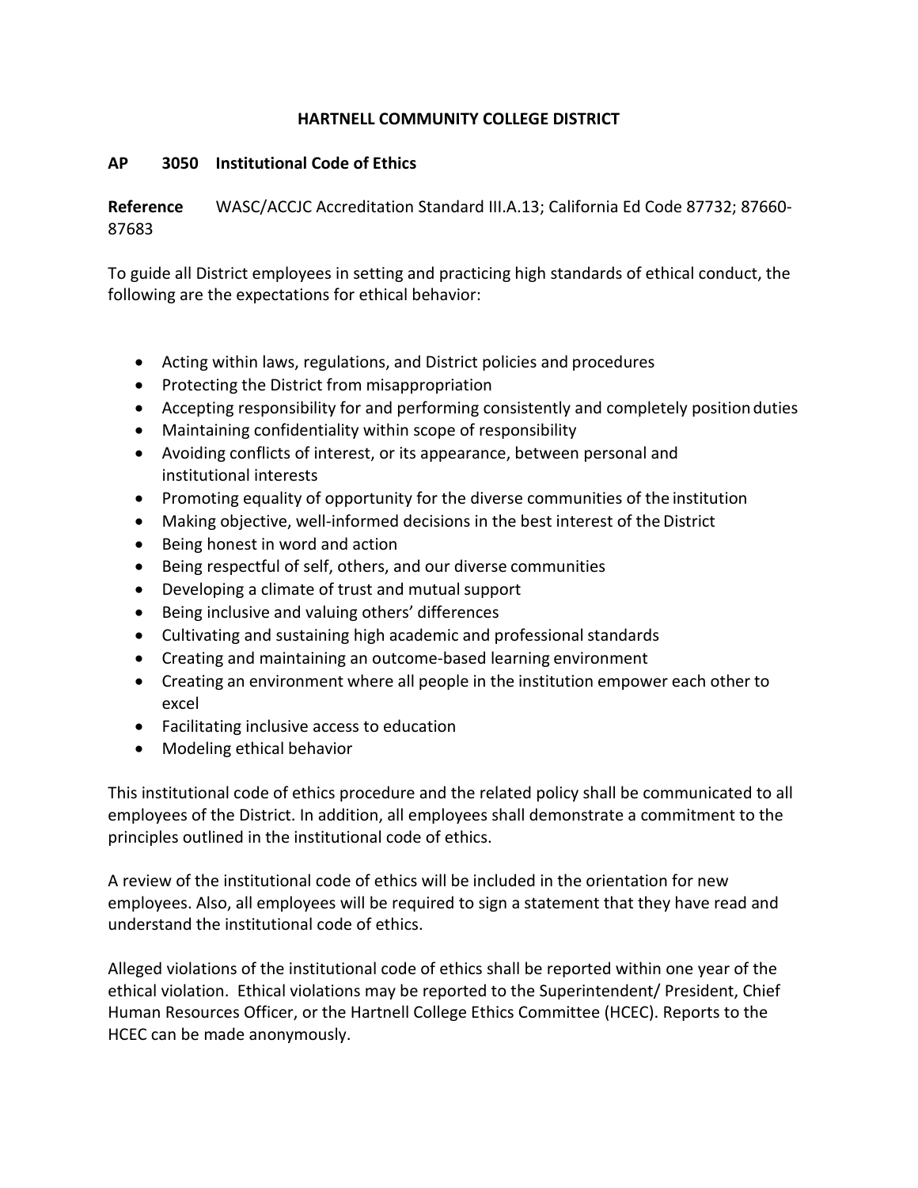# HARTNELL COMMUNITY COLLEGE DISTRICT

## AP 3050 Institutional Code of Ethics

**Reference** WASC/ACCJC Accreditation Standard III.A.13; California Ed Code 87732; 87660-87683

To guide all District employees in setting and practicing high standards of ethical conduct, the following are the expectations for ethical behavior:

- Acting within laws, regulations, and District policies and procedures
- Protecting the District from misappropriation
- Accepting responsibility for and performing consistently and completely position duties
- Maintaining confidentiality within scope of responsibility
- Avoiding conflicts of interest, or its appearance, between personal and institutional interests
- Promoting equality of opportunity for the diverse communities of the institution
- Making objective, well-informed decisions in the best interest of the District
- Being honest in word and action
- Being respectful of self, others, and our diverse communities
- Developing a climate of trust and mutual support
- Being inclusive and valuing others' differences
- Cultivating and sustaining high academic and professional standards
- Creating and maintaining an outcome-based learning environment
- Creating an environment where all people in the institution empower each other to excel
- Facilitating inclusive access to education
- Modeling ethical behavior

This institutional code of ethics procedure and the related policy shall be communicated to all employees of the District. In addition, all employees shall demonstrate a commitment to the principles outlined in the institutional code of ethics.

A review of the institutional code of ethics will be included in the orientation for new employees. Also, all employees will be required to sign a statement that they have read and understand the institutional code of ethics.

Alleged violations of the institutional code of ethics shall be reported within one year of the ethical violation. Ethical violations may be reported to the Superintendent/ President, Chief Human Resources Officer, or the Hartnell College Ethics Committee (HCEC). Reports to the HCEC can be made anonymously.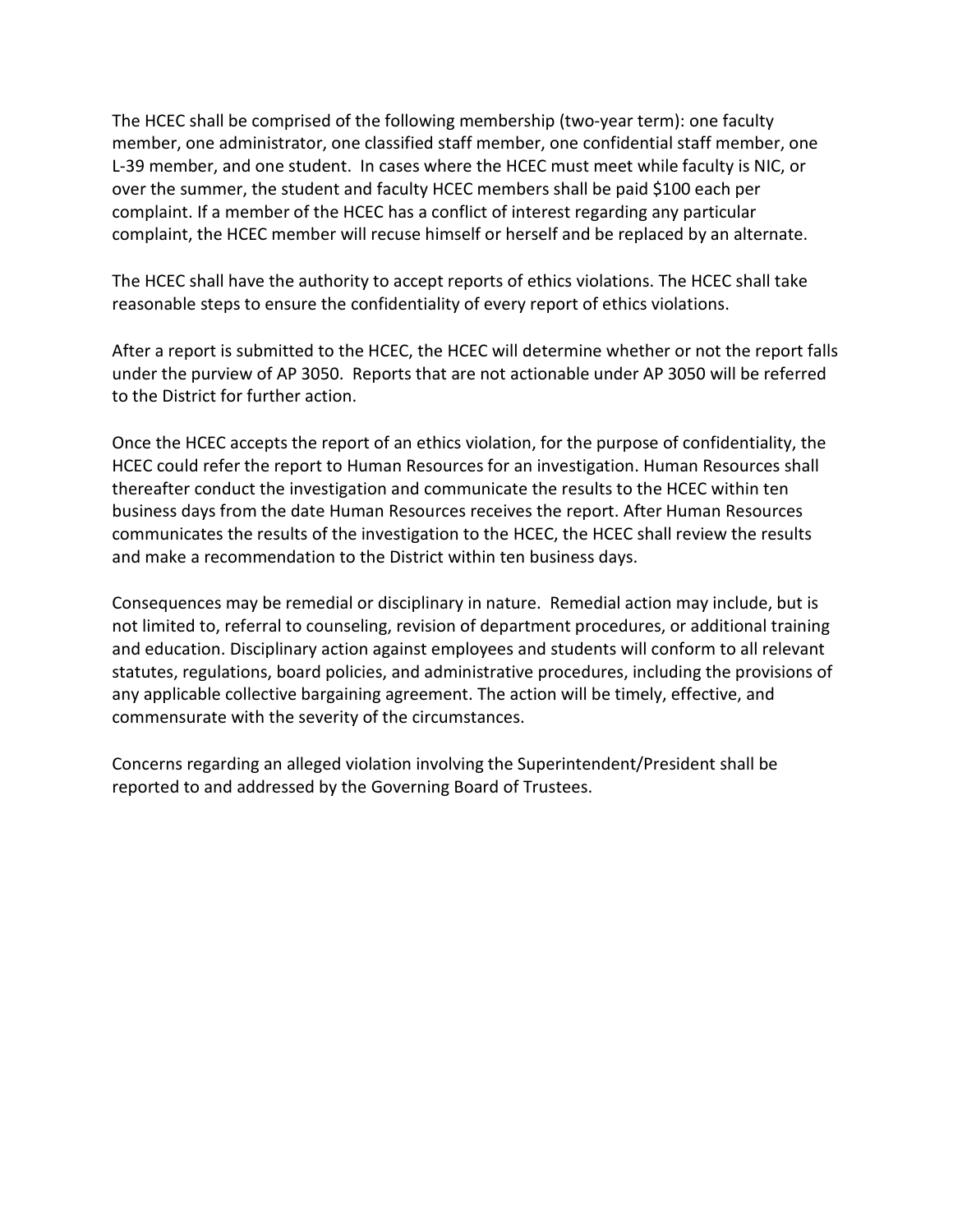The HCEC shall be comprised of the following membership (two-year term): one faculty member, one administrator, one classified staff member, one confidential staff member, one L-39 member, and one student. In cases where the HCEC must meet while faculty is NIC, or over the summer, the student and faculty HCEC members shall be paid $100 each per complaint. If a member of the HCEC has a conflict of interest regarding any particular complaint, the HCEC member will recuse himself or herself and be replaced by an alternate.

The HCEC shall have the authority to accept reports of ethics violations. The HCEC shall take reasonable steps to ensure the confidentiality of every report of ethics violations.

After a report is submitted to the HCEC, the HCEC will determine whether or not the report falls under the purview of AP 3050. Reports that are not actionable under AP 3050 will be referred to the District for further action.

Once the HCEC accepts the report of an ethics violation, for the purpose of confidentiality, the HCEC could refer the report to Human Resources for an investigation. Human Resources shall thereafter conduct the investigation and communicate the results to the HCEC within ten business days from the date Human Resources receives the report. After Human Resources communicates the results of the investigation to the HCEC, the HCEC shall review the results and make a recommendation to the District within ten business days.

Consequences may be remedial or disciplinary in nature. Remedial action may include, but is not limited to, referral to counseling, revision of department procedures, or additional training and education. Disciplinary action against employees and students will conform to all relevant statutes, regulations, board policies, and administrative procedures, including the provisions of any applicable collective bargaining agreement. The action will be timely, effective, and commensurate with the severity of the circumstances.

Concerns regarding an alleged violation involving the Superintendent/President shall be reported to and addressed by the Governing Board of Trustees.